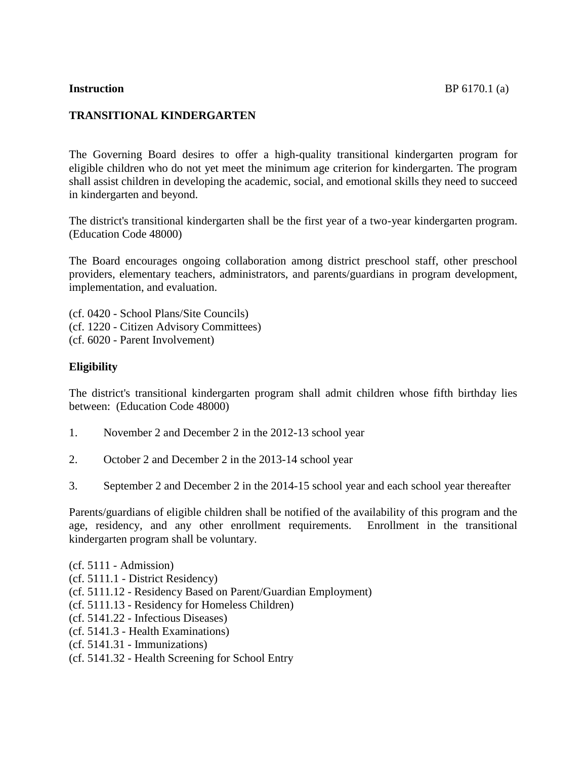**Instruction** BP 6170.1 (a)

# TRANSITIONAL KINDERGARTEN

The Governing Board desires to offer a high-quality transitional kindergarten program for eligible children who do not yet meet the minimum age criterion for kindergarten. The program shall assist children in developing the academic, social, and emotional skills they need to succeed in kindergarten and beyond.

The district's transitional kindergarten shall be the first year of a two-year kindergarten program. (Education Code 48000)

The Board encourages ongoing collaboration among district preschool staff, other preschool providers, elementary teachers, administrators, and parents/guardians in program development, implementation, and evaluation.

(cf. 0420 - School Plans/Site Councils)
(cf. 1220 - Citizen Advisory Committees)
(cf. 6020 - Parent Involvement)

## Eligibility

The district's transitional kindergarten program shall admit children whose fifth birthday lies between: (Education Code 48000)

1. November 2 and December 2 in the 2012-13 school year

2. October 2 and December 2 in the 2013-14 school year

3. September 2 and December 2 in the 2014-15 school year and each school year thereafter

Parents/guardians of eligible children shall be notified of the availability of this program and the age, residency, and any other enrollment requirements. Enrollment in the transitional kindergarten program shall be voluntary.

(cf. 5111 - Admission)
(cf. 5111.1 - District Residency)
(cf. 5111.12 - Residency Based on Parent/Guardian Employment)
(cf. 5111.13 - Residency for Homeless Children)
(cf. 5141.22 - Infectious Diseases)
(cf. 5141.3 - Health Examinations)
(cf. 5141.31 - Immunizations)
(cf. 5141.32 - Health Screening for School Entry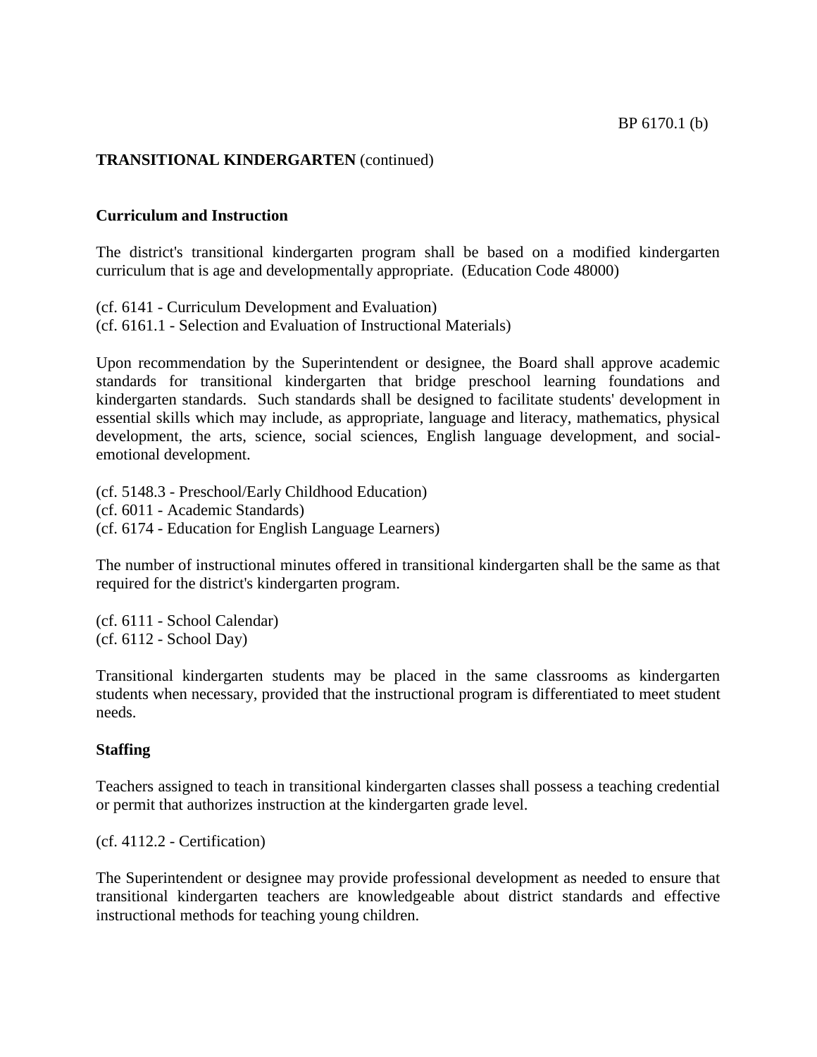**TRANSITIONAL KINDERGARTEN** (continued)

### Curriculum and Instruction

The district's transitional kindergarten program shall be based on a modified kindergarten curriculum that is age and developmentally appropriate. (Education Code 48000)

(cf. 6141 - Curriculum Development and Evaluation)
(cf. 6161.1 - Selection and Evaluation of Instructional Materials)

Upon recommendation by the Superintendent or designee, the Board shall approve academic standards for transitional kindergarten that bridge preschool learning foundations and kindergarten standards. Such standards shall be designed to facilitate students' development in essential skills which may include, as appropriate, language and literacy, mathematics, physical development, the arts, science, social sciences, English language development, and social-emotional development.

(cf. 5148.3 - Preschool/Early Childhood Education)
(cf. 6011 - Academic Standards)
(cf. 6174 - Education for English Language Learners)

The number of instructional minutes offered in transitional kindergarten shall be the same as that required for the district's kindergarten program.

(cf. 6111 - School Calendar)
(cf. 6112 - School Day)

Transitional kindergarten students may be placed in the same classrooms as kindergarten students when necessary, provided that the instructional program is differentiated to meet student needs.

### Staffing

Teachers assigned to teach in transitional kindergarten classes shall possess a teaching credential or permit that authorizes instruction at the kindergarten grade level.

(cf. 4112.2 - Certification)

The Superintendent or designee may provide professional development as needed to ensure that transitional kindergarten teachers are knowledgeable about district standards and effective instructional methods for teaching young children.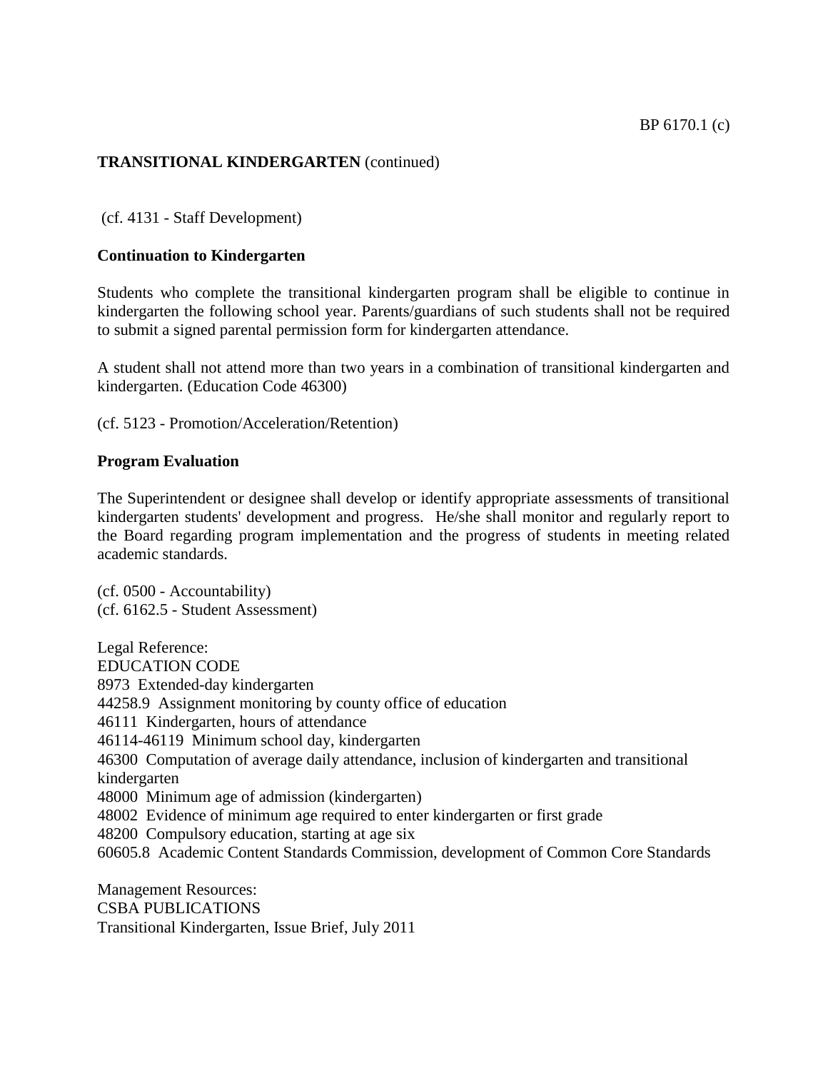(cf. 4131 - Staff Development)

**Continuation to Kindergarten**

Students who complete the transitional kindergarten program shall be eligible to continue in kindergarten the following school year. Parents/guardians of such students shall not be required to submit a signed parental permission form for kindergarten attendance.

A student shall not attend more than two years in a combination of transitional kindergarten and kindergarten. (Education Code 46300)

(cf. 5123 - Promotion/Acceleration/Retention)

**Program Evaluation**

The Superintendent or designee shall develop or identify appropriate assessments of transitional kindergarten students' development and progress. He/she shall monitor and regularly report to the Board regarding program implementation and the progress of students in meeting related academic standards.

(cf. 0500 - Accountability)
(cf. 6162.5 - Student Assessment)

Legal Reference:
EDUCATION CODE
8973 Extended-day kindergarten
44258.9 Assignment monitoring by county office of education
46111 Kindergarten, hours of attendance
46114-46119 Minimum school day, kindergarten
46300 Computation of average daily attendance, inclusion of kindergarten and transitional kindergarten
48000 Minimum age of admission (kindergarten)
48002 Evidence of minimum age required to enter kindergarten or first grade
48200 Compulsory education, starting at age six
60605.8 Academic Content Standards Commission, development of Common Core Standards

Management Resources:
CSBA PUBLICATIONS
Transitional Kindergarten, Issue Brief, July 2011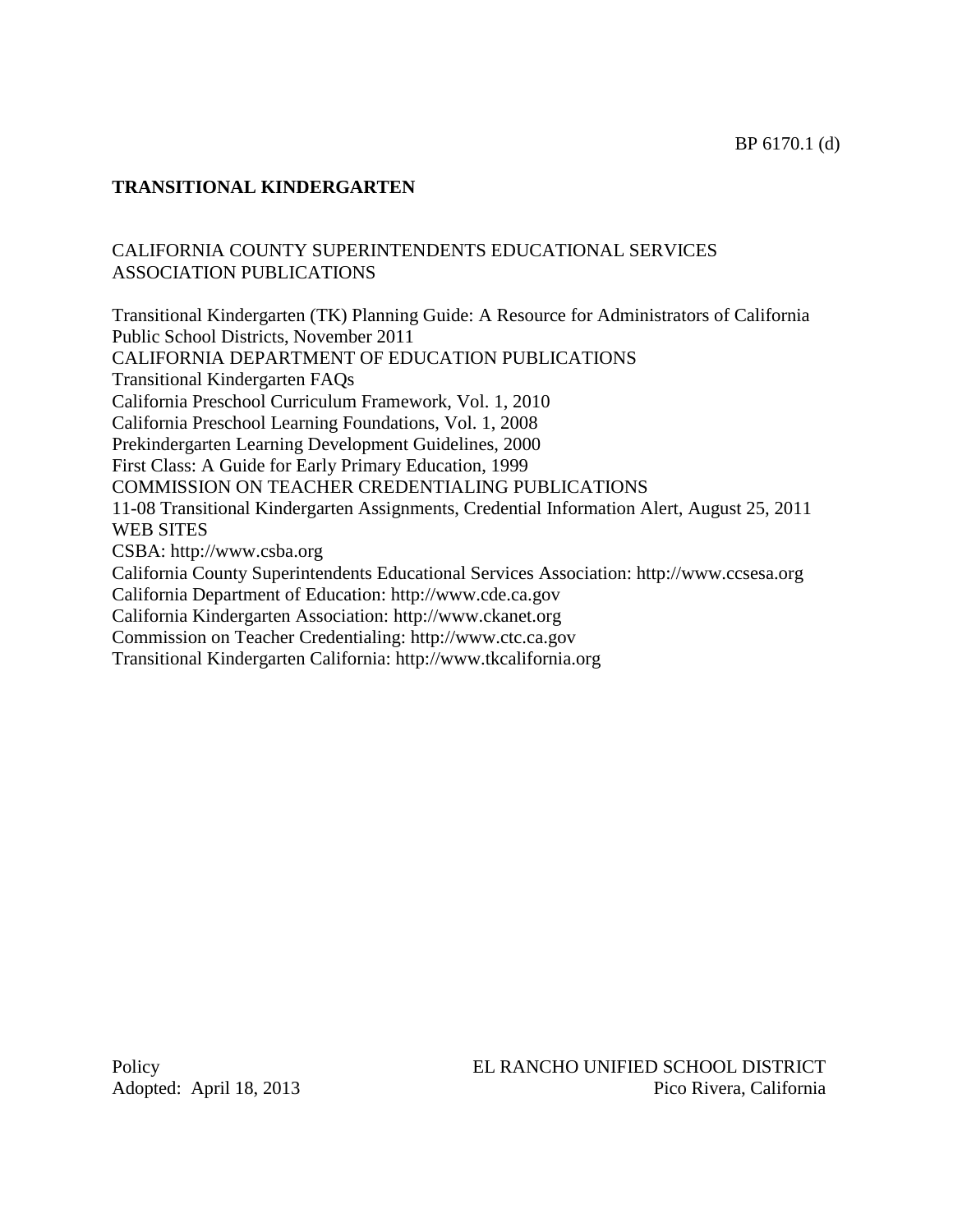**TRANSITIONAL KINDERGARTEN**

CALIFORNIA COUNTY SUPERINTENDENTS EDUCATIONAL SERVICES ASSOCIATION PUBLICATIONS

Transitional Kindergarten (TK) Planning Guide: A Resource for Administrators of California Public School Districts, November 2011

CALIFORNIA DEPARTMENT OF EDUCATION PUBLICATIONS

Transitional Kindergarten FAQs

California Preschool Curriculum Framework, Vol. 1, 2010

California Preschool Learning Foundations, Vol. 1, 2008

Prekindergarten Learning Development Guidelines, 2000

First Class: A Guide for Early Primary Education, 1999

COMMISSION ON TEACHER CREDENTIALING PUBLICATIONS

11-08 Transitional Kindergarten Assignments, Credential Information Alert, August 25, 2011

WEB SITES

CSBA: http://www.csba.org

California County Superintendents Educational Services Association: http://www.ccsesa.org

California Department of Education: http://www.cde.ca.gov

California Kindergarten Association: http://www.ckanet.org

Commission on Teacher Credentialing: http://www.ctc.ca.gov

Transitional Kindergarten California: http://www.tkcalifornia.org

Policy
Adopted: April 18, 2013

EL RANCHO UNIFIED SCHOOL DISTRICT
Pico Rivera, California